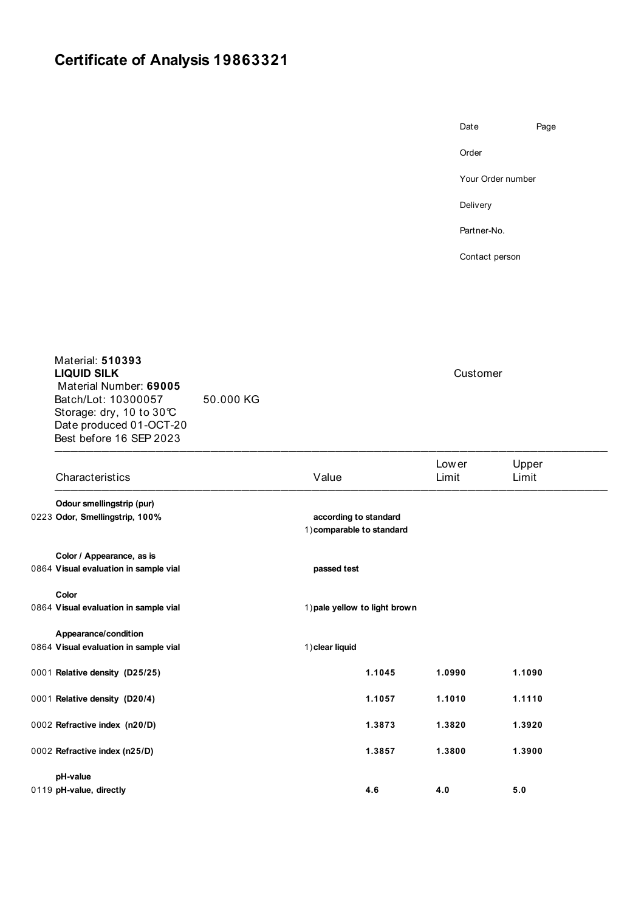# Certificate of Analysis 19863321

Date | Page

Order

Your Order number

Delivery

Partner-No.

Contact person

Material: **510393**
**LIQUID SILK**
Material Number: **69005**
Batch/Lot: 10300057 50.000 KG
Storage: dry, 10 to 30℃
Date produced 01-OCT-20
Best before 16 SEP 2023

Customer

| Characteristics | Value | Lower Limit | Upper Limit |
|---|---|---|---|
| **Odour smellingstrip (pur)** | | | |
| 0223 **Odor, Smellingstrip, 100%** | **according to standard** 1) **comparable to standard** | | |
| **Color / Appearance, as is** | | | |
| 0864 **Visual evaluation in sample vial** | **passed test** | | |
| **Color** | | | |
| 0864 **Visual evaluation in sample vial** | 1) **pale yellow to light brown** | | |
| **Appearance/condition** | | | |
| 0864 **Visual evaluation in sample vial** | 1) **clear liquid** | | |
| 0001 **Relative density (D25/25)** | **1.1045** | **1.0990** | **1.1090** |
| 0001 **Relative density (D20/4)** | **1.1057** | **1.1010** | **1.1110** |
| 0002 **Refractive index (n20/D)** | **1.3873** | **1.3820** | **1.3920** |
| 0002 **Refractive index (n25/D)** | **1.3857** | **1.3800** | **1.3900** |
| **pH-value** | | | |
| 0119 **pH-value, directly** | **4.6** | **4.0** | **5.0** |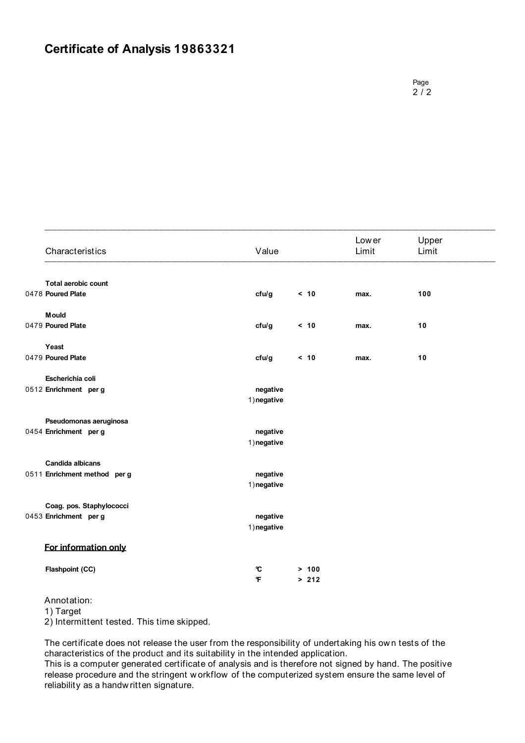# Certificate of Analysis 19863321

| Characteristics | Value | | Lower Limit | Upper Limit |
|---|---|---|---|---|
| **Total aerobic count** | | | | |
| 0478 **Poured Plate** | **cfu/g** | **< 10** | **max.** | **100** |
| **Mould** | | | | |
| 0479 **Poured Plate** | **cfu/g** | **< 10** | **max.** | **10** |
| **Yeast** | | | | |
| 0479 **Poured Plate** | **cfu/g** | **< 10** | **max.** | **10** |
| **Escherichia coli** | | | | |
| 0512 **Enrichment per g** | **negative** | | | |
| | 1) **negative** | | | |
| **Pseudomonas aeruginosa** | | | | |
| 0454 **Enrichment per g** | **negative** | | | |
| | 1) **negative** | | | |
| **Candida albicans** | | | | |
| 0511 **Enrichment method per g** | **negative** | | | |
| | 1) **negative** | | | |
| **Coag. pos. Staphylococci** | | | | |
| 0453 **Enrichment per g** | **negative** | | | |
| | 1) **negative** | | | |

**For information only**

| | | | | |
|---|---|---|---|---|
| **Flashpoint (CC)** | **°C** | **> 100** | | |
| | **°F** | **> 212** | | |

Annotation:
1) Target
2) Intermittent tested. This time skipped.

The certificate does not release the user from the responsibility of undertaking his own tests of the characteristics of the product and its suitability in the intended application.
This is a computer generated certificate of analysis and is therefore not signed by hand. The positive release procedure and the stringent workflow of the computerized system ensure the same level of reliability as a handwritten signature.